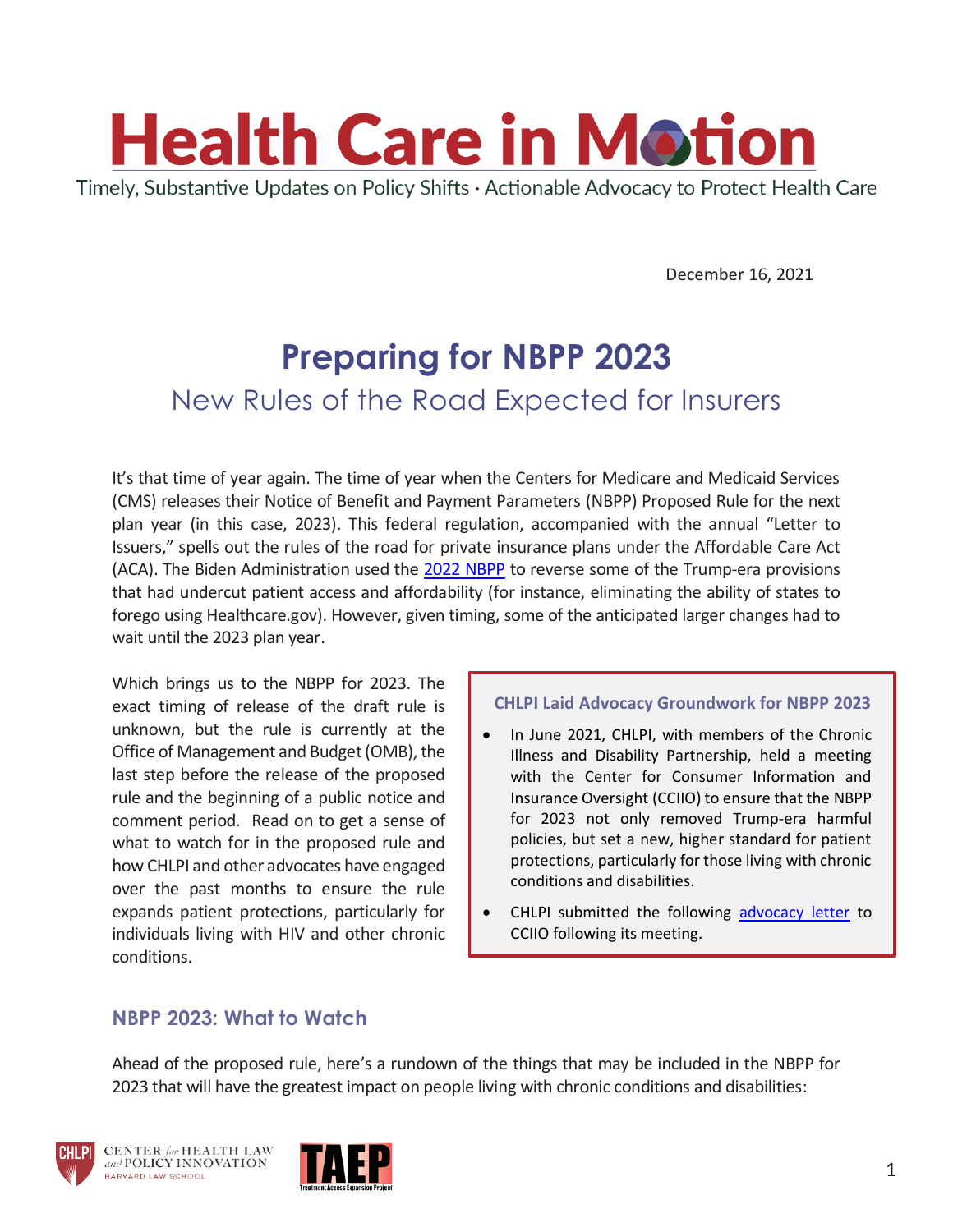# Health Care in Motion

Timely, Substantive Updates on Policy Shifts · Actionable Advocacy to Protect Health Care

December 16, 2021

## Preparing for NBPP 2023

### New Rules of the Road Expected for Insurers

It's that time of year again. The time of year when the Centers for Medicare and Medicaid Services (CMS) releases their Notice of Benefit and Payment Parameters (NBPP) Proposed Rule for the next plan year (in this case, 2023). This federal regulation, accompanied with the annual "Letter to Issuers," spells out the rules of the road for private insurance plans under the Affordable Care Act (ACA). The Biden Administration used the 2022 NBPP to reverse some of the Trump-era provisions that had undercut patient access and affordability (for instance, eliminating the ability of states to forego using Healthcare.gov). However, given timing, some of the anticipated larger changes had to wait until the 2023 plan year.

Which brings us to the NBPP for 2023. The exact timing of release of the draft rule is unknown, but the rule is currently at the Office of Management and Budget (OMB), the last step before the release of the proposed rule and the beginning of a public notice and comment period. Read on to get a sense of what to watch for in the proposed rule and how CHLPI and other advocates have engaged over the past months to ensure the rule expands patient protections, particularly for individuals living with HIV and other chronic conditions.

**CHLPI Laid Advocacy Groundwork for NBPP 2023**

- In June 2021, CHLPI, with members of the Chronic Illness and Disability Partnership, held a meeting with the Center for Consumer Information and Insurance Oversight (CCIIO) to ensure that the NBPP for 2023 not only removed Trump-era harmful policies, but set a new, higher standard for patient protections, particularly for those living with chronic conditions and disabilities.
- CHLPI submitted the following advocacy letter to CCIIO following its meeting.

### NBPP 2023: What to Watch

Ahead of the proposed rule, here's a rundown of the things that may be included in the NBPP for 2023 that will have the greatest impact on people living with chronic conditions and disabilities: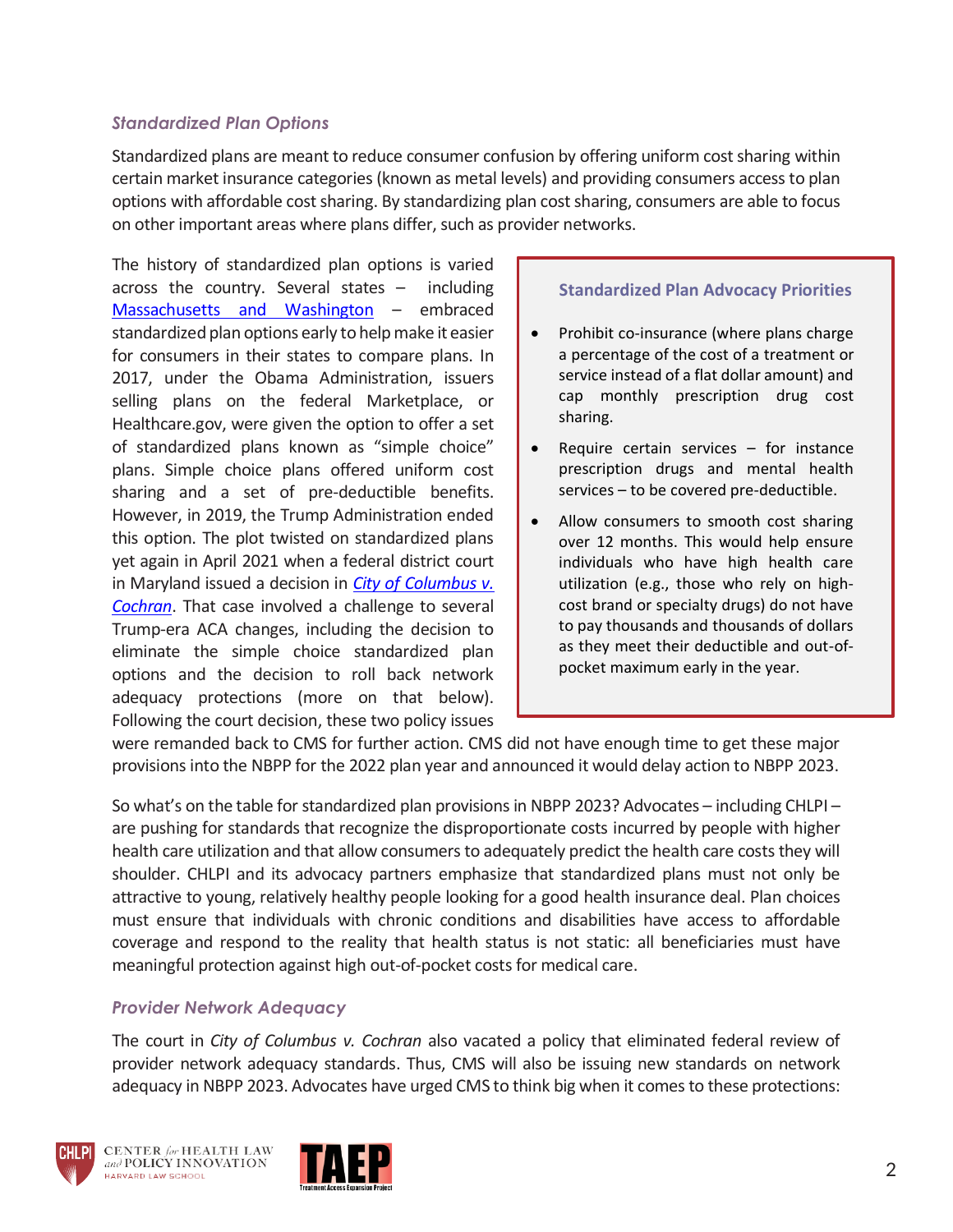### *Standardized Plan Options*

Standardized plans are meant to reduce consumer confusion by offering uniform cost sharing within certain market insurance categories (known as metal levels) and providing consumers access to plan options with affordable cost sharing. By standardizing plan cost sharing, consumers are able to focus on other important areas where plans differ, such as provider networks.

The history of standardized plan options is varied across the country. Several states – including Massachusetts and Washington – embraced standardized plan options early to help make it easier for consumers in their states to compare plans. In 2017, under the Obama Administration, issuers selling plans on the federal Marketplace, or Healthcare.gov, were given the option to offer a set of standardized plans known as "simple choice" plans. Simple choice plans offered uniform cost sharing and a set of pre-deductible benefits. However, in 2019, the Trump Administration ended this option. The plot twisted on standardized plans yet again in April 2021 when a federal district court in Maryland issued a decision in *City of Columbus v. Cochran*. That case involved a challenge to several Trump-era ACA changes, including the decision to eliminate the simple choice standardized plan options and the decision to roll back network adequacy protections (more on that below). Following the court decision, these two policy issues were remanded back to CMS for further action. CMS did not have enough time to get these major provisions into the NBPP for the 2022 plan year and announced it would delay action to NBPP 2023.

> **Standardized Plan Advocacy Priorities**
>
> - Prohibit co-insurance (where plans charge a percentage of the cost of a treatment or service instead of a flat dollar amount) and cap monthly prescription drug cost sharing.
> - Require certain services – for instance prescription drugs and mental health services – to be covered pre-deductible.
> - Allow consumers to smooth cost sharing over 12 months. This would help ensure individuals who have high health care utilization (e.g., those who rely on high-cost brand or specialty drugs) do not have to pay thousands and thousands of dollars as they meet their deductible and out-of-pocket maximum early in the year.

So what's on the table for standardized plan provisions in NBPP 2023? Advocates – including CHLPI – are pushing for standards that recognize the disproportionate costs incurred by people with higher health care utilization and that allow consumers to adequately predict the health care costs they will shoulder. CHLPI and its advocacy partners emphasize that standardized plans must not only be attractive to young, relatively healthy people looking for a good health insurance deal. Plan choices must ensure that individuals with chronic conditions and disabilities have access to affordable coverage and respond to the reality that health status is not static: all beneficiaries must have meaningful protection against high out-of-pocket costs for medical care.

### *Provider Network Adequacy*

The court in *City of Columbus v. Cochran* also vacated a policy that eliminated federal review of provider network adequacy standards. Thus, CMS will also be issuing new standards on network adequacy in NBPP 2023. Advocates have urged CMS to think big when it comes to these protections: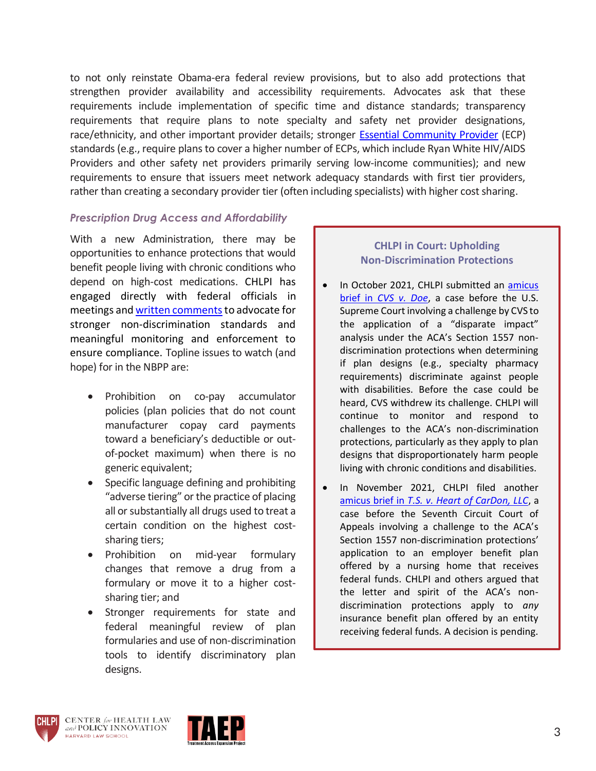to not only reinstate Obama-era federal review provisions, but to also add protections that strengthen provider availability and accessibility requirements. Advocates ask that these requirements include implementation of specific time and distance standards; transparency requirements that require plans to note specialty and safety net provider designations, race/ethnicity, and other important provider details; stronger [Essential Community Provider](#) (ECP) standards (e.g., require plans to cover a higher number of ECPs, which include Ryan White HIV/AIDS Providers and other safety net providers primarily serving low-income communities); and new requirements to ensure that issuers meet network adequacy standards with first tier providers, rather than creating a secondary provider tier (often including specialists) with higher cost sharing.

### *Prescription Drug Access and Affordability*

With a new Administration, there may be opportunities to enhance protections that would benefit people living with chronic conditions who depend on high-cost medications. CHLPI has engaged directly with federal officials in meetings and [written comments](#) to advocate for stronger non-discrimination standards and meaningful monitoring and enforcement to ensure compliance. Topline issues to watch (and hope) for in the NBPP are:

- Prohibition on co-pay accumulator policies (plan policies that do not count manufacturer copay card payments toward a beneficiary's deductible or out-of-pocket maximum) when there is no generic equivalent;
- Specific language defining and prohibiting "adverse tiering" or the practice of placing all or substantially all drugs used to treat a certain condition on the highest cost-sharing tiers;
- Prohibition on mid-year formulary changes that remove a drug from a formulary or move it to a higher cost-sharing tier; and
- Stronger requirements for state and federal meaningful review of plan formularies and use of non-discrimination tools to identify discriminatory plan designs.

**CHLPI in Court: Upholding Non-Discrimination Protections**

- In October 2021, CHLPI submitted an [amicus brief in *CVS v. Doe*](#), a case before the U.S. Supreme Court involving a challenge by CVS to the application of a "disparate impact" analysis under the ACA's Section 1557 non-discrimination protections when determining if plan designs (e.g., specialty pharmacy requirements) discriminate against people with disabilities. Before the case could be heard, CVS withdrew its challenge. CHLPI will continue to monitor and respond to challenges to the ACA's non-discrimination protections, particularly as they apply to plan designs that disproportionately harm people living with chronic conditions and disabilities.
- In November 2021, CHLPI filed another [amicus brief in *T.S. v. Heart of CarDon, LLC*](#), a case before the Seventh Circuit Court of Appeals involving a challenge to the ACA's Section 1557 non-discrimination protections' application to an employer benefit plan offered by a nursing home that receives federal funds. CHLPI and others argued that the letter and spirit of the ACA's non-discrimination protections apply to *any* insurance benefit plan offered by an entity receiving federal funds. A decision is pending.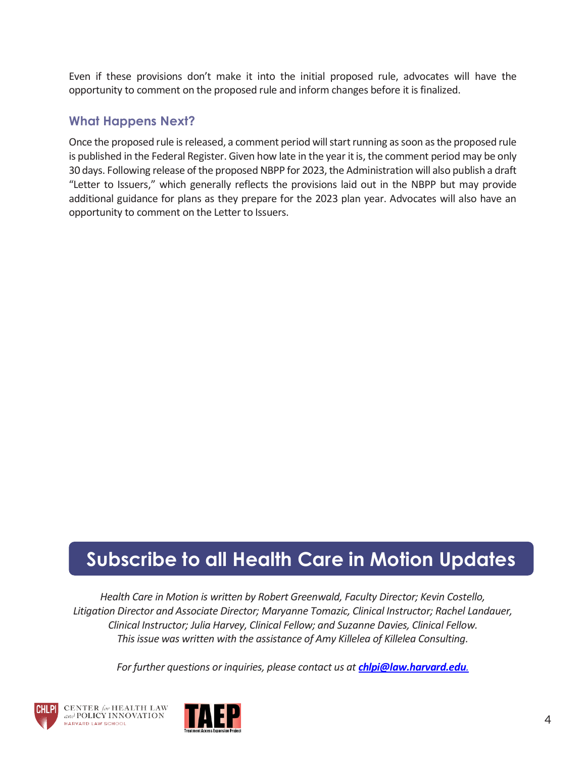Even if these provisions don't make it into the initial proposed rule, advocates will have the opportunity to comment on the proposed rule and inform changes before it is finalized.

## What Happens Next?

Once the proposed rule is released, a comment period will start running as soon as the proposed rule is published in the Federal Register. Given how late in the year it is, the comment period may be only 30 days. Following release of the proposed NBPP for 2023, the Administration will also publish a draft "Letter to Issuers," which generally reflects the provisions laid out in the NBPP but may provide additional guidance for plans as they prepare for the 2023 plan year. Advocates will also have an opportunity to comment on the Letter to Issuers.

## Subscribe to all Health Care in Motion Updates

*Health Care in Motion is written by Robert Greenwald, Faculty Director; Kevin Costello, Litigation Director and Associate Director; Maryanne Tomazic, Clinical Instructor; Rachel Landauer, Clinical Instructor; Julia Harvey, Clinical Fellow; and Suzanne Davies, Clinical Fellow. This issue was written with the assistance of Amy Killelea of Killelea Consulting.*

*For further questions or inquiries, please contact us at* ***chlpi@law.harvard.edu.***

CHLPI CENTER *for* HEALTH LAW *and* POLICY INNOVATION HARVARD LAW SCHOOL

TAEP Treatment Access Expansion Project